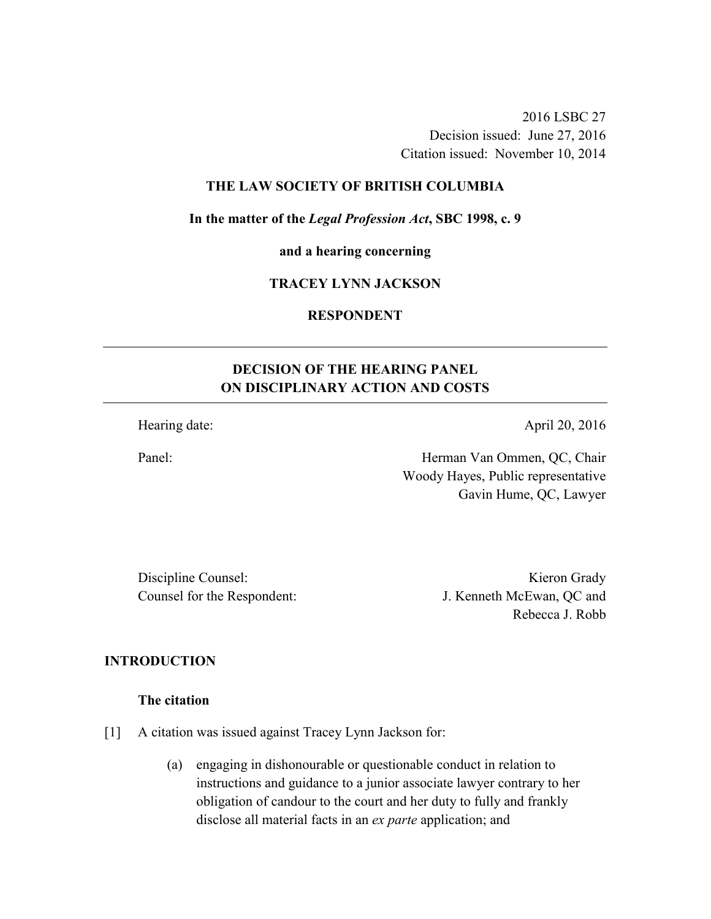2016 LSBC 27
Decision issued: June 27, 2016
Citation issued: November 10, 2014

**THE LAW SOCIETY OF BRITISH COLUMBIA**

**In the matter of the *Legal Profession Act*, SBC 1998, c. 9**

**and a hearing concerning**

**TRACEY LYNN JACKSON**

**RESPONDENT**

---

## DECISION OF THE HEARING PANEL ON DISCIPLINARY ACTION AND COSTS

---

Hearing date: April 20, 2016

Panel: Herman Van Ommen, QC, Chair
Woody Hayes, Public representative
Gavin Hume, QC, Lawyer

Discipline Counsel: Kieron Grady
Counsel for the Respondent: J. Kenneth McEwan, QC and Rebecca J. Robb

## INTRODUCTION

### The citation

[1] A citation was issued against Tracey Lynn Jackson for:

(a) engaging in dishonourable or questionable conduct in relation to instructions and guidance to a junior associate lawyer contrary to her obligation of candour to the court and her duty to fully and frankly disclose all material facts in an *ex parte* application; and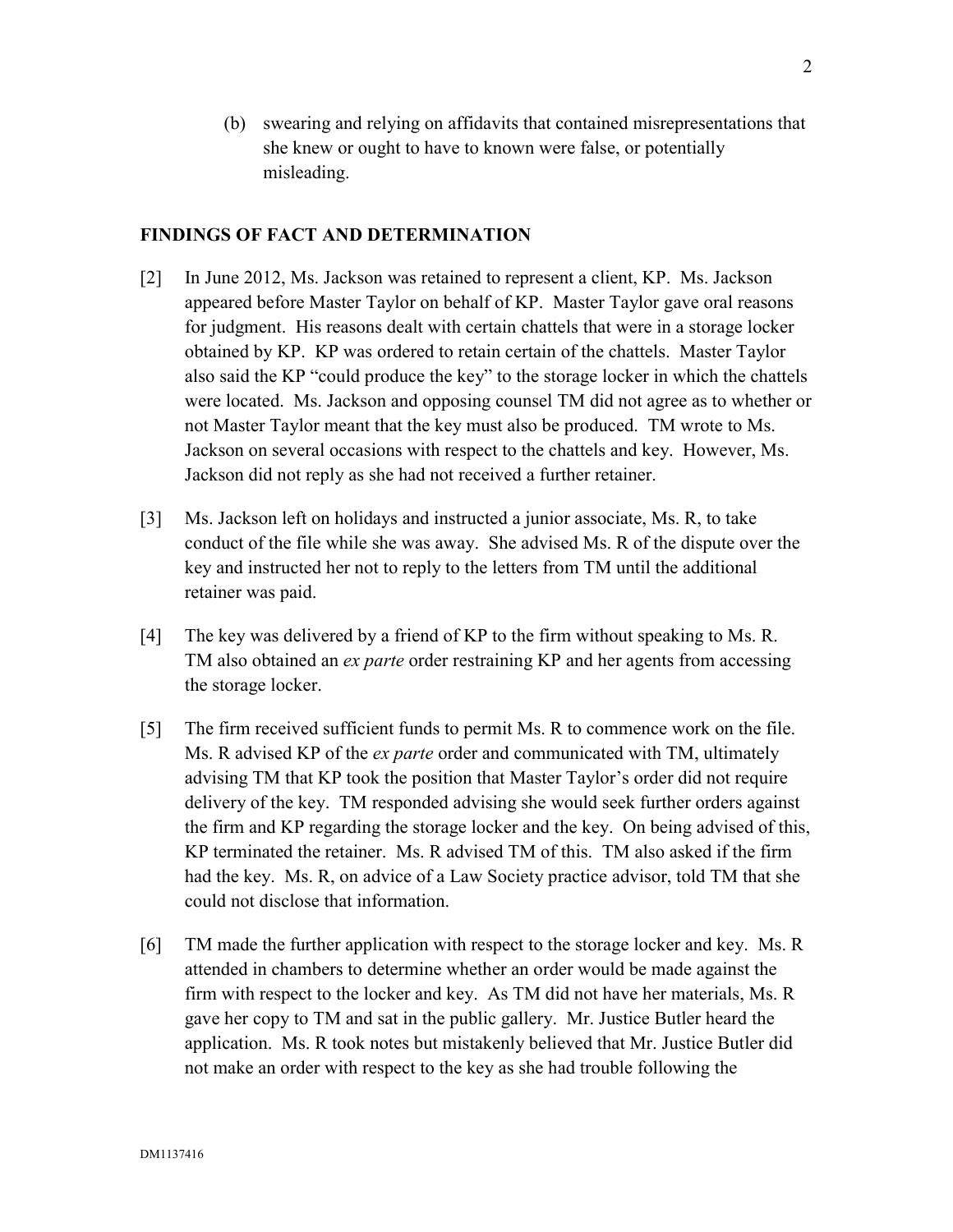(b) swearing and relying on affidavits that contained misrepresentations that she knew or ought to have to known were false, or potentially misleading.

## FINDINGS OF FACT AND DETERMINATION

[2] In June 2012, Ms. Jackson was retained to represent a client, KP. Ms. Jackson appeared before Master Taylor on behalf of KP. Master Taylor gave oral reasons for judgment. His reasons dealt with certain chattels that were in a storage locker obtained by KP. KP was ordered to retain certain of the chattels. Master Taylor also said the KP "could produce the key" to the storage locker in which the chattels were located. Ms. Jackson and opposing counsel TM did not agree as to whether or not Master Taylor meant that the key must also be produced. TM wrote to Ms. Jackson on several occasions with respect to the chattels and key. However, Ms. Jackson did not reply as she had not received a further retainer.

[3] Ms. Jackson left on holidays and instructed a junior associate, Ms. R, to take conduct of the file while she was away. She advised Ms. R of the dispute over the key and instructed her not to reply to the letters from TM until the additional retainer was paid.

[4] The key was delivered by a friend of KP to the firm without speaking to Ms. R. TM also obtained an *ex parte* order restraining KP and her agents from accessing the storage locker.

[5] The firm received sufficient funds to permit Ms. R to commence work on the file. Ms. R advised KP of the *ex parte* order and communicated with TM, ultimately advising TM that KP took the position that Master Taylor's order did not require delivery of the key. TM responded advising she would seek further orders against the firm and KP regarding the storage locker and the key. On being advised of this, KP terminated the retainer. Ms. R advised TM of this. TM also asked if the firm had the key. Ms. R, on advice of a Law Society practice advisor, told TM that she could not disclose that information.

[6] TM made the further application with respect to the storage locker and key. Ms. R attended in chambers to determine whether an order would be made against the firm with respect to the locker and key. As TM did not have her materials, Ms. R gave her copy to TM and sat in the public gallery. Mr. Justice Butler heard the application. Ms. R took notes but mistakenly believed that Mr. Justice Butler did not make an order with respect to the key as she had trouble following the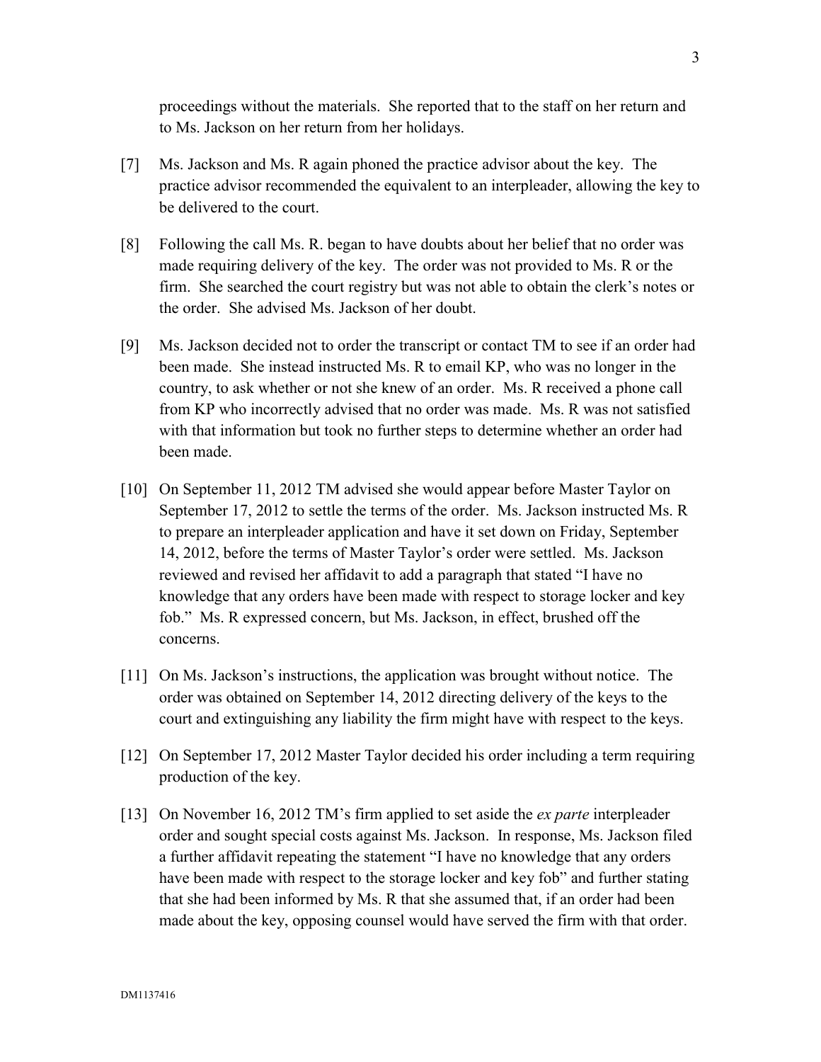proceedings without the materials. She reported that to the staff on her return and to Ms. Jackson on her return from her holidays.

[7] Ms. Jackson and Ms. R again phoned the practice advisor about the key. The practice advisor recommended the equivalent to an interpleader, allowing the key to be delivered to the court.

[8] Following the call Ms. R. began to have doubts about her belief that no order was made requiring delivery of the key. The order was not provided to Ms. R or the firm. She searched the court registry but was not able to obtain the clerk's notes or the order. She advised Ms. Jackson of her doubt.

[9] Ms. Jackson decided not to order the transcript or contact TM to see if an order had been made. She instead instructed Ms. R to email KP, who was no longer in the country, to ask whether or not she knew of an order. Ms. R received a phone call from KP who incorrectly advised that no order was made. Ms. R was not satisfied with that information but took no further steps to determine whether an order had been made.

[10] On September 11, 2012 TM advised she would appear before Master Taylor on September 17, 2012 to settle the terms of the order. Ms. Jackson instructed Ms. R to prepare an interpleader application and have it set down on Friday, September 14, 2012, before the terms of Master Taylor's order were settled. Ms. Jackson reviewed and revised her affidavit to add a paragraph that stated "I have no knowledge that any orders have been made with respect to storage locker and key fob." Ms. R expressed concern, but Ms. Jackson, in effect, brushed off the concerns.

[11] On Ms. Jackson's instructions, the application was brought without notice. The order was obtained on September 14, 2012 directing delivery of the keys to the court and extinguishing any liability the firm might have with respect to the keys.

[12] On September 17, 2012 Master Taylor decided his order including a term requiring production of the key.

[13] On November 16, 2012 TM's firm applied to set aside the *ex parte* interpleader order and sought special costs against Ms. Jackson. In response, Ms. Jackson filed a further affidavit repeating the statement "I have no knowledge that any orders have been made with respect to the storage locker and key fob" and further stating that she had been informed by Ms. R that she assumed that, if an order had been made about the key, opposing counsel would have served the firm with that order.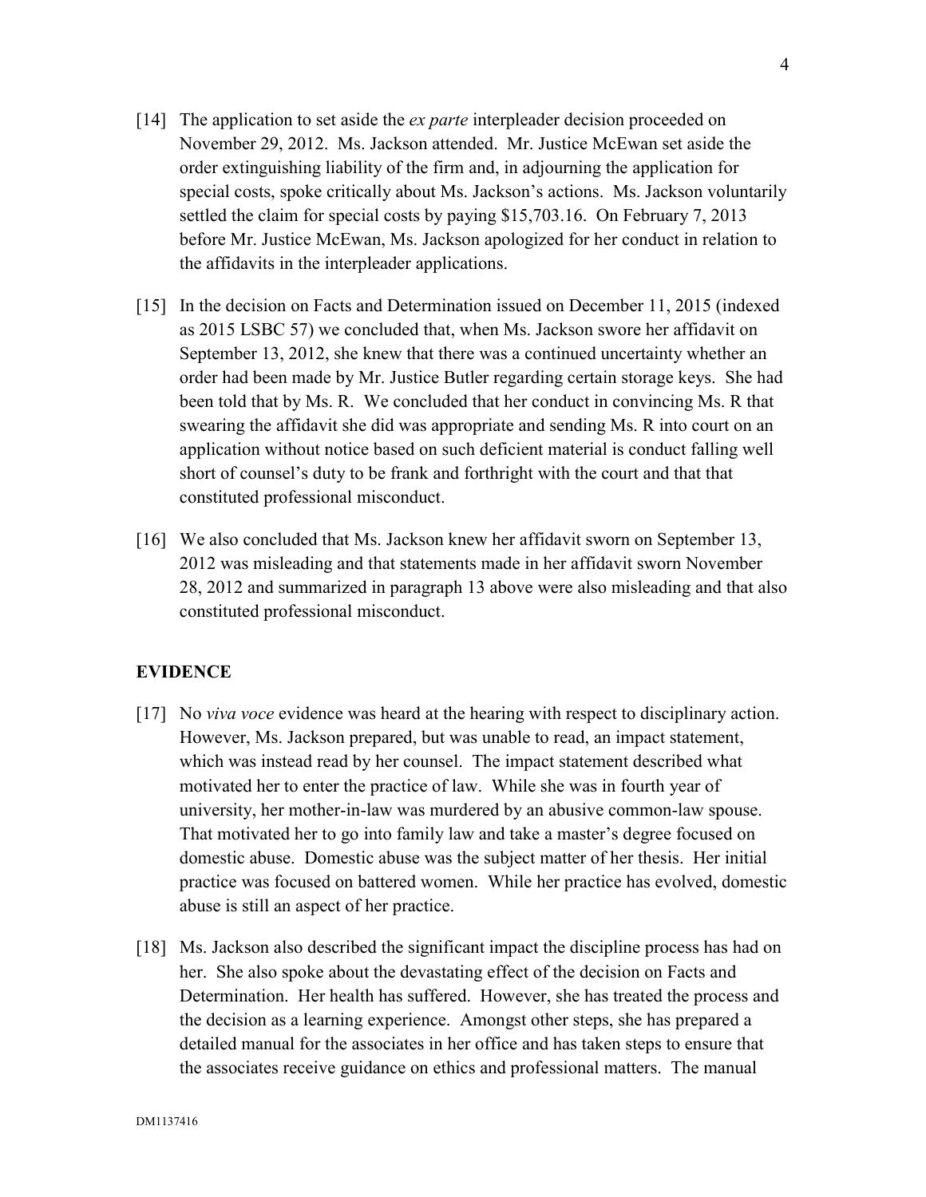[14] The application to set aside the *ex parte* interpleader decision proceeded on November 29, 2012. Ms. Jackson attended. Mr. Justice McEwan set aside the order extinguishing liability of the firm and, in adjourning the application for special costs, spoke critically about Ms. Jackson's actions. Ms. Jackson voluntarily settled the claim for special costs by paying $15,703.16. On February 7, 2013 before Mr. Justice McEwan, Ms. Jackson apologized for her conduct in relation to the affidavits in the interpleader applications.

[15] In the decision on Facts and Determination issued on December 11, 2015 (indexed as 2015 LSBC 57) we concluded that, when Ms. Jackson swore her affidavit on September 13, 2012, she knew that there was a continued uncertainty whether an order had been made by Mr. Justice Butler regarding certain storage keys. She had been told that by Ms. R. We concluded that her conduct in convincing Ms. R that swearing the affidavit she did was appropriate and sending Ms. R into court on an application without notice based on such deficient material is conduct falling well short of counsel's duty to be frank and forthright with the court and that that constituted professional misconduct.

[16] We also concluded that Ms. Jackson knew her affidavit sworn on September 13, 2012 was misleading and that statements made in her affidavit sworn November 28, 2012 and summarized in paragraph 13 above were also misleading and that also constituted professional misconduct.

## EVIDENCE

[17] No *viva voce* evidence was heard at the hearing with respect to disciplinary action. However, Ms. Jackson prepared, but was unable to read, an impact statement, which was instead read by her counsel. The impact statement described what motivated her to enter the practice of law. While she was in fourth year of university, her mother-in-law was murdered by an abusive common-law spouse. That motivated her to go into family law and take a master's degree focused on domestic abuse. Domestic abuse was the subject matter of her thesis. Her initial practice was focused on battered women. While her practice has evolved, domestic abuse is still an aspect of her practice.

[18] Ms. Jackson also described the significant impact the discipline process has had on her. She also spoke about the devastating effect of the decision on Facts and Determination. Her health has suffered. However, she has treated the process and the decision as a learning experience. Amongst other steps, she has prepared a detailed manual for the associates in her office and has taken steps to ensure that the associates receive guidance on ethics and professional matters. The manual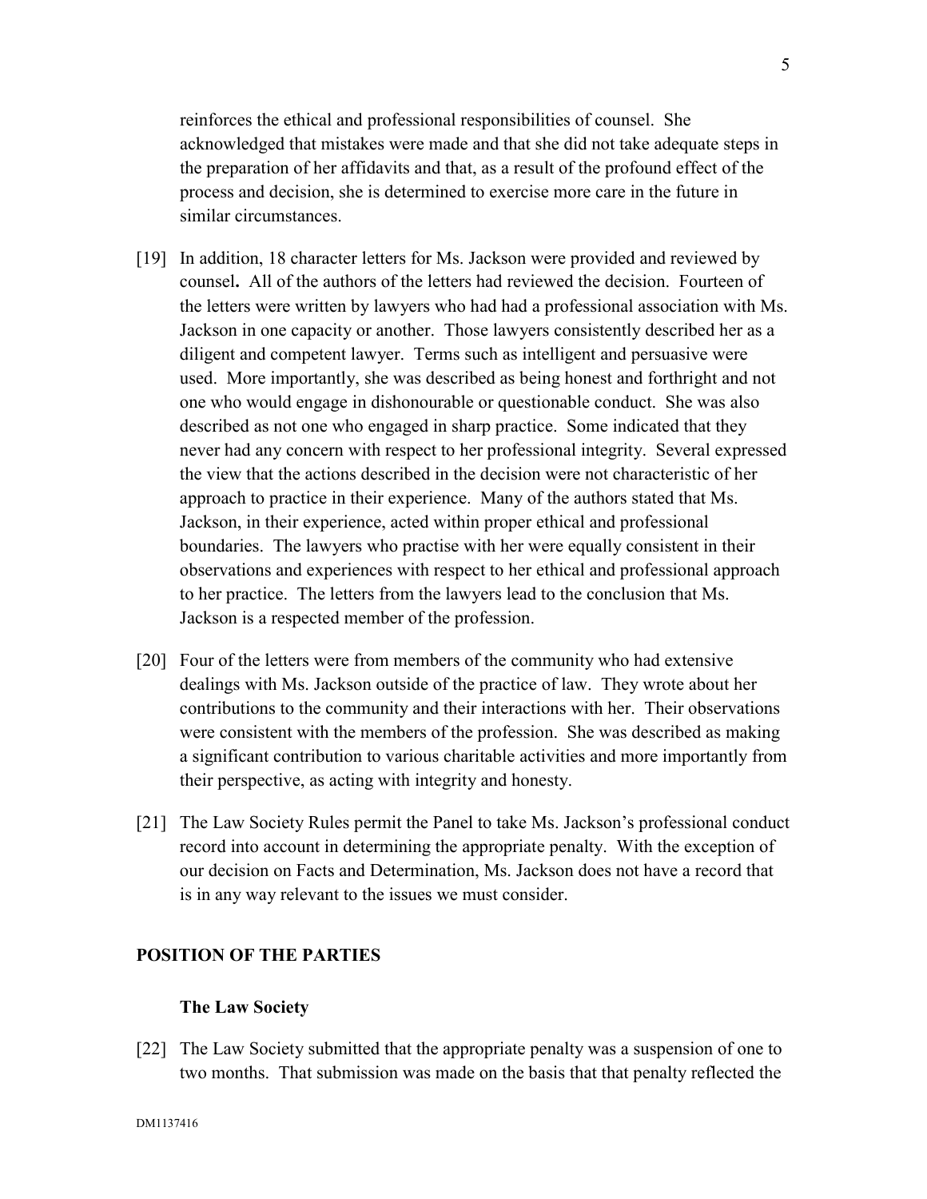reinforces the ethical and professional responsibilities of counsel. She acknowledged that mistakes were made and that she did not take adequate steps in the preparation of her affidavits and that, as a result of the profound effect of the process and decision, she is determined to exercise more care in the future in similar circumstances.

[19] In addition, 18 character letters for Ms. Jackson were provided and reviewed by counsel**.** All of the authors of the letters had reviewed the decision. Fourteen of the letters were written by lawyers who had had a professional association with Ms. Jackson in one capacity or another. Those lawyers consistently described her as a diligent and competent lawyer. Terms such as intelligent and persuasive were used. More importantly, she was described as being honest and forthright and not one who would engage in dishonourable or questionable conduct. She was also described as not one who engaged in sharp practice. Some indicated that they never had any concern with respect to her professional integrity. Several expressed the view that the actions described in the decision were not characteristic of her approach to practice in their experience. Many of the authors stated that Ms. Jackson, in their experience, acted within proper ethical and professional boundaries. The lawyers who practise with her were equally consistent in their observations and experiences with respect to her ethical and professional approach to her practice. The letters from the lawyers lead to the conclusion that Ms. Jackson is a respected member of the profession.

[20] Four of the letters were from members of the community who had extensive dealings with Ms. Jackson outside of the practice of law. They wrote about her contributions to the community and their interactions with her. Their observations were consistent with the members of the profession. She was described as making a significant contribution to various charitable activities and more importantly from their perspective, as acting with integrity and honesty.

[21] The Law Society Rules permit the Panel to take Ms. Jackson's professional conduct record into account in determining the appropriate penalty. With the exception of our decision on Facts and Determination, Ms. Jackson does not have a record that is in any way relevant to the issues we must consider.

## POSITION OF THE PARTIES

### The Law Society

[22] The Law Society submitted that the appropriate penalty was a suspension of one to two months. That submission was made on the basis that that penalty reflected the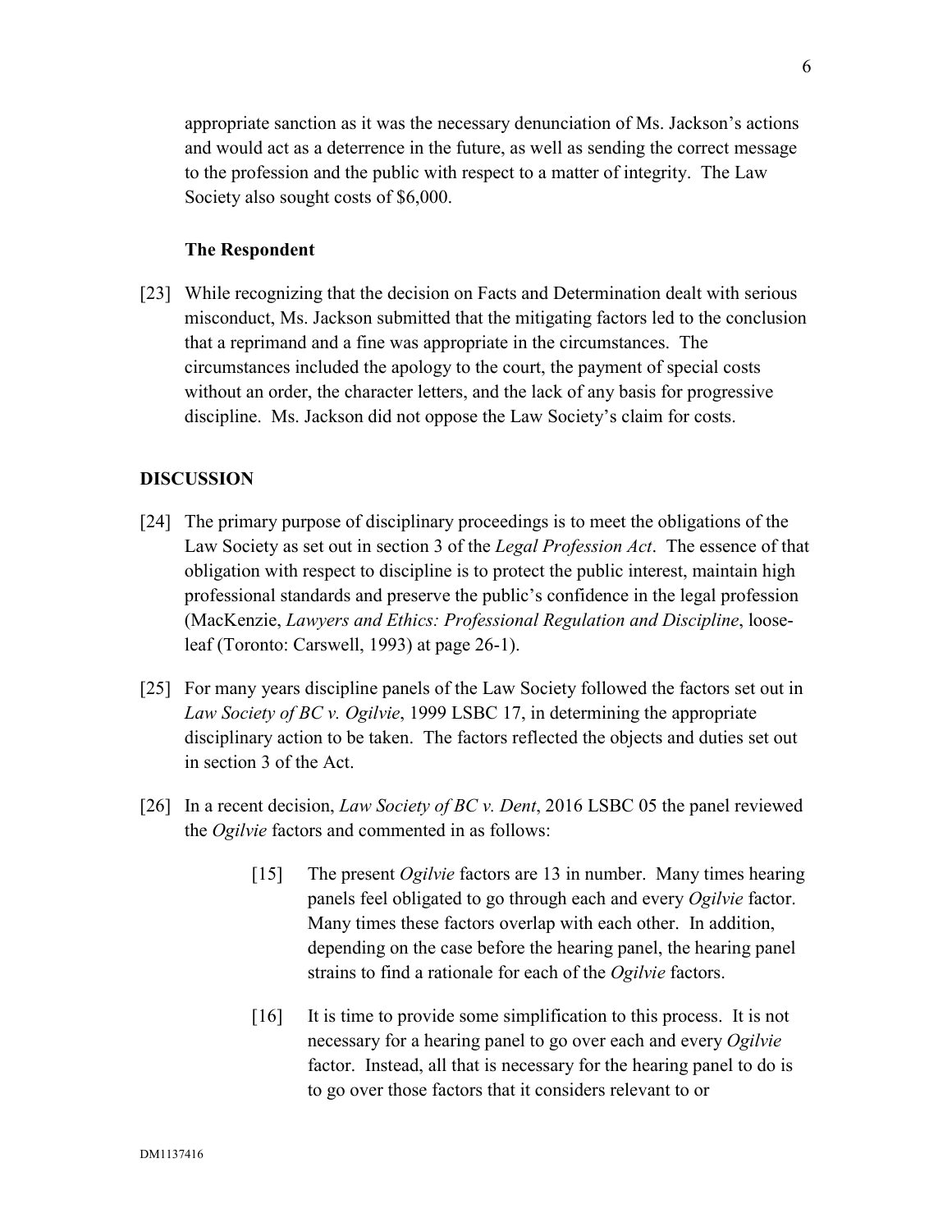appropriate sanction as it was the necessary denunciation of Ms. Jackson's actions and would act as a deterrence in the future, as well as sending the correct message to the profession and the public with respect to a matter of integrity. The Law Society also sought costs of $6,000.

### The Respondent

[23] While recognizing that the decision on Facts and Determination dealt with serious misconduct, Ms. Jackson submitted that the mitigating factors led to the conclusion that a reprimand and a fine was appropriate in the circumstances. The circumstances included the apology to the court, the payment of special costs without an order, the character letters, and the lack of any basis for progressive discipline. Ms. Jackson did not oppose the Law Society's claim for costs.

## DISCUSSION

[24] The primary purpose of disciplinary proceedings is to meet the obligations of the Law Society as set out in section 3 of the *Legal Profession Act*. The essence of that obligation with respect to discipline is to protect the public interest, maintain high professional standards and preserve the public's confidence in the legal profession (MacKenzie, *Lawyers and Ethics: Professional Regulation and Discipline*, loose-leaf (Toronto: Carswell, 1993) at page 26-1).

[25] For many years discipline panels of the Law Society followed the factors set out in *Law Society of BC v. Ogilvie*, 1999 LSBC 17, in determining the appropriate disciplinary action to be taken. The factors reflected the objects and duties set out in section 3 of the Act.

[26] In a recent decision, *Law Society of BC v. Dent*, 2016 LSBC 05 the panel reviewed the *Ogilvie* factors and commented in as follows:

> [15] The present *Ogilvie* factors are 13 in number. Many times hearing panels feel obligated to go through each and every *Ogilvie* factor. Many times these factors overlap with each other. In addition, depending on the case before the hearing panel, the hearing panel strains to find a rationale for each of the *Ogilvie* factors.
>
> [16] It is time to provide some simplification to this process. It is not necessary for a hearing panel to go over each and every *Ogilvie* factor. Instead, all that is necessary for the hearing panel to do is to go over those factors that it considers relevant to or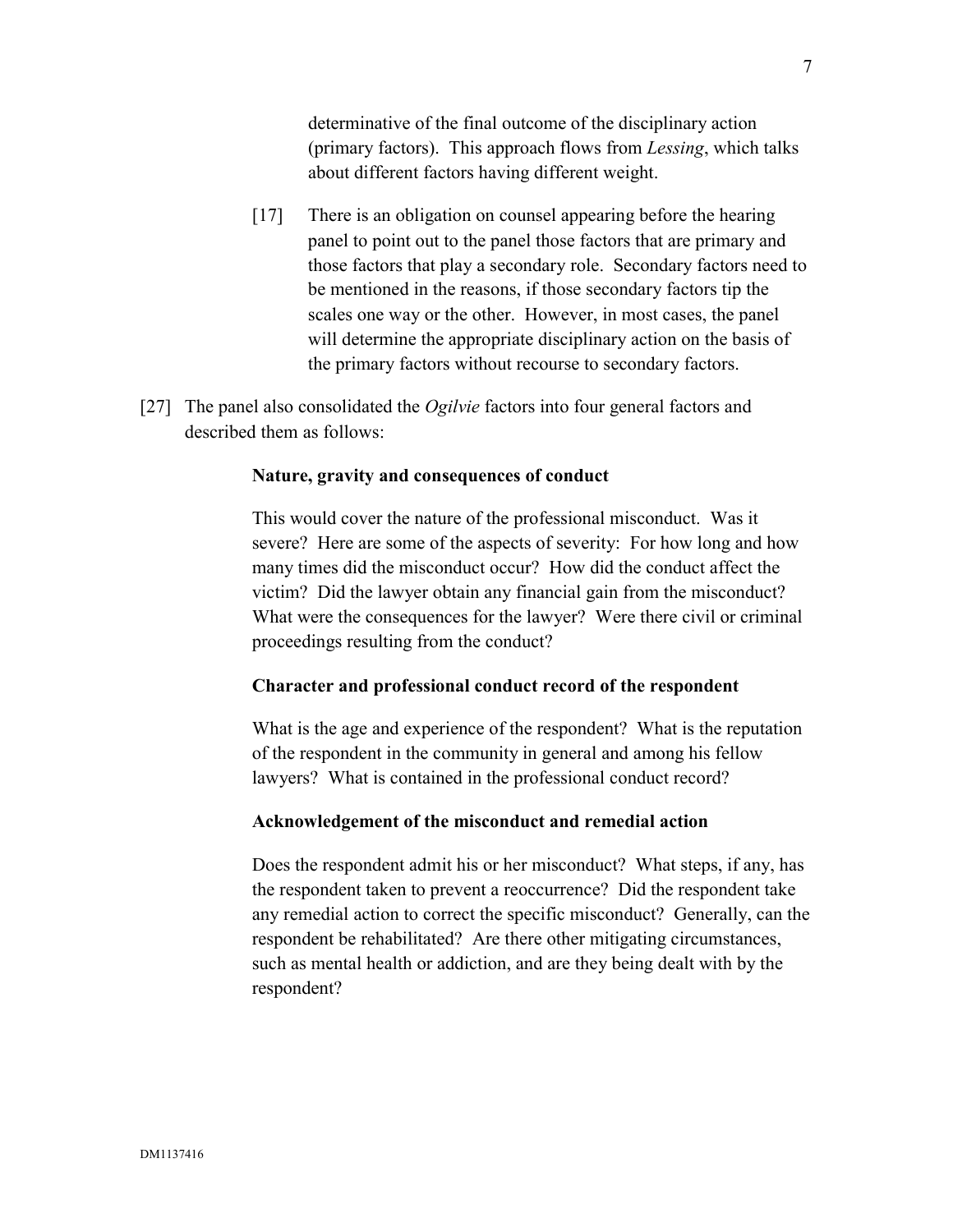> determinative of the final outcome of the disciplinary action (primary factors). This approach flows from *Lessing*, which talks about different factors having different weight.
>
> [17] There is an obligation on counsel appearing before the hearing panel to point out to the panel those factors that are primary and those factors that play a secondary role. Secondary factors need to be mentioned in the reasons, if those secondary factors tip the scales one way or the other. However, in most cases, the panel will determine the appropriate disciplinary action on the basis of the primary factors without recourse to secondary factors.

[27] The panel also consolidated the *Ogilvie* factors into four general factors and described them as follows:

> **Nature, gravity and consequences of conduct**
>
> This would cover the nature of the professional misconduct. Was it severe? Here are some of the aspects of severity: For how long and how many times did the misconduct occur? How did the conduct affect the victim? Did the lawyer obtain any financial gain from the misconduct? What were the consequences for the lawyer? Were there civil or criminal proceedings resulting from the conduct?
>
> **Character and professional conduct record of the respondent**
>
> What is the age and experience of the respondent? What is the reputation of the respondent in the community in general and among his fellow lawyers? What is contained in the professional conduct record?
>
> **Acknowledgement of the misconduct and remedial action**
>
> Does the respondent admit his or her misconduct? What steps, if any, has the respondent taken to prevent a reoccurrence? Did the respondent take any remedial action to correct the specific misconduct? Generally, can the respondent be rehabilitated? Are there other mitigating circumstances, such as mental health or addiction, and are they being dealt with by the respondent?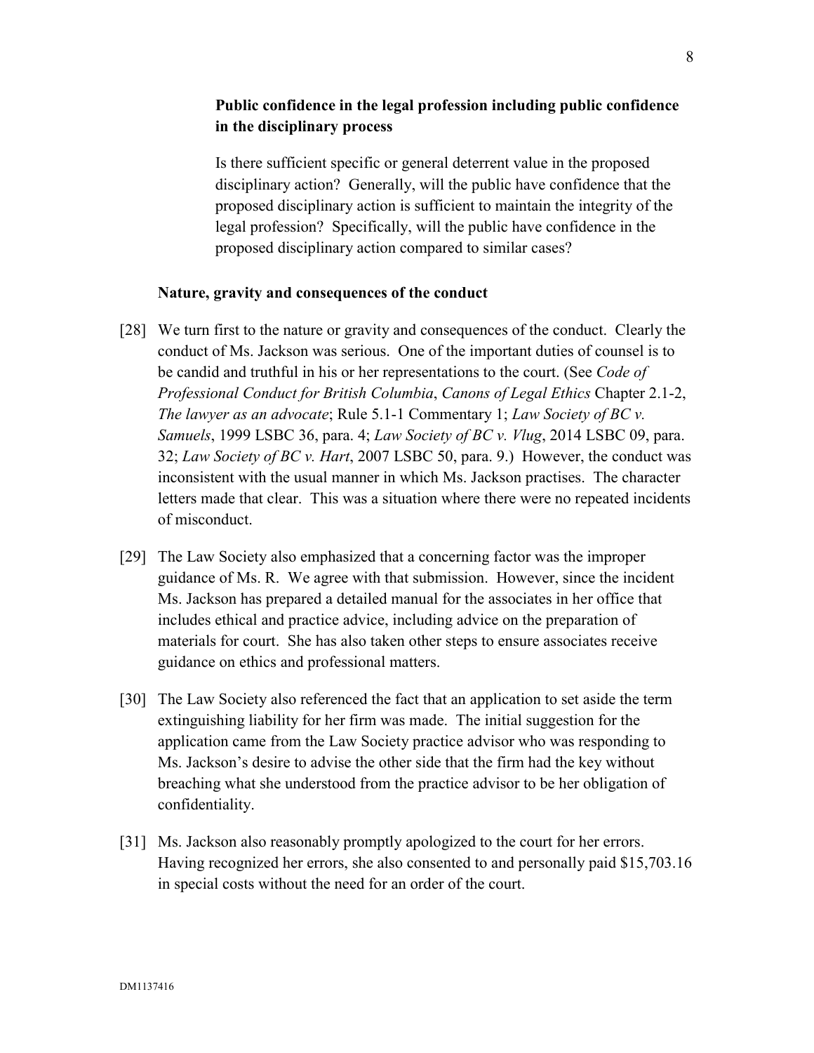**Public confidence in the legal profession including public confidence in the disciplinary process**

Is there sufficient specific or general deterrent value in the proposed disciplinary action? Generally, will the public have confidence that the proposed disciplinary action is sufficient to maintain the integrity of the legal profession? Specifically, will the public have confidence in the proposed disciplinary action compared to similar cases?

**Nature, gravity and consequences of the conduct**

[28] We turn first to the nature or gravity and consequences of the conduct. Clearly the conduct of Ms. Jackson was serious. One of the important duties of counsel is to be candid and truthful in his or her representations to the court. (See *Code of Professional Conduct for British Columbia*, *Canons of Legal Ethics* Chapter 2.1-2, *The lawyer as an advocate*; Rule 5.1-1 Commentary 1; *Law Society of BC v. Samuels*, 1999 LSBC 36, para. 4; *Law Society of BC v. Vlug*, 2014 LSBC 09, para. 32; *Law Society of BC v. Hart*, 2007 LSBC 50, para. 9.) However, the conduct was inconsistent with the usual manner in which Ms. Jackson practises. The character letters made that clear. This was a situation where there were no repeated incidents of misconduct.

[29] The Law Society also emphasized that a concerning factor was the improper guidance of Ms. R. We agree with that submission. However, since the incident Ms. Jackson has prepared a detailed manual for the associates in her office that includes ethical and practice advice, including advice on the preparation of materials for court. She has also taken other steps to ensure associates receive guidance on ethics and professional matters.

[30] The Law Society also referenced the fact that an application to set aside the term extinguishing liability for her firm was made. The initial suggestion for the application came from the Law Society practice advisor who was responding to Ms. Jackson's desire to advise the other side that the firm had the key without breaching what she understood from the practice advisor to be her obligation of confidentiality.

[31] Ms. Jackson also reasonably promptly apologized to the court for her errors. Having recognized her errors, she also consented to and personally paid $15,703.16 in special costs without the need for an order of the court.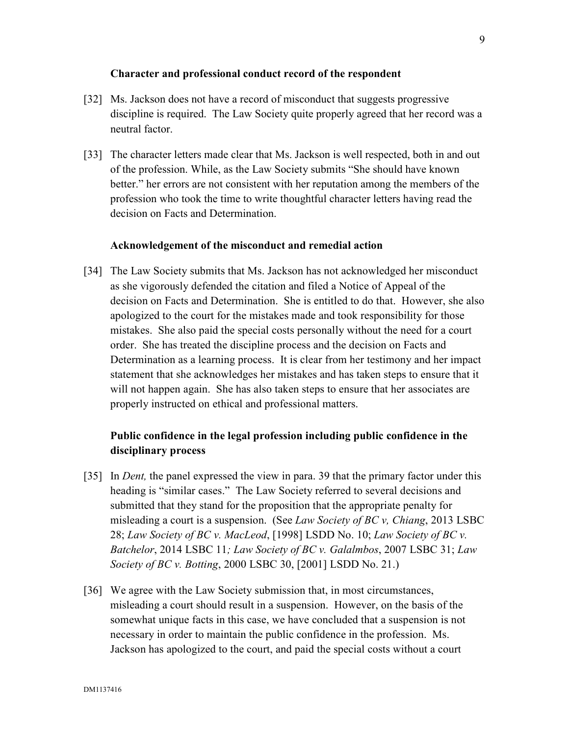### Character and professional conduct record of the respondent

[32] Ms. Jackson does not have a record of misconduct that suggests progressive discipline is required. The Law Society quite properly agreed that her record was a neutral factor.

[33] The character letters made clear that Ms. Jackson is well respected, both in and out of the profession. While, as the Law Society submits "She should have known better." her errors are not consistent with her reputation among the members of the profession who took the time to write thoughtful character letters having read the decision on Facts and Determination.

### Acknowledgement of the misconduct and remedial action

[34] The Law Society submits that Ms. Jackson has not acknowledged her misconduct as she vigorously defended the citation and filed a Notice of Appeal of the decision on Facts and Determination. She is entitled to do that. However, she also apologized to the court for the mistakes made and took responsibility for those mistakes. She also paid the special costs personally without the need for a court order. She has treated the discipline process and the decision on Facts and Determination as a learning process. It is clear from her testimony and her impact statement that she acknowledges her mistakes and has taken steps to ensure that it will not happen again. She has also taken steps to ensure that her associates are properly instructed on ethical and professional matters.

### Public confidence in the legal profession including public confidence in the disciplinary process

[35] In *Dent,* the panel expressed the view in para. 39 that the primary factor under this heading is "similar cases." The Law Society referred to several decisions and submitted that they stand for the proposition that the appropriate penalty for misleading a court is a suspension. (See *Law Society of BC v, Chiang*, 2013 LSBC 28; *Law Society of BC v. MacLeod*, [1998] LSDD No. 10; *Law Society of BC v. Batchelor*, 2014 LSBC 11*; Law Society of BC v. Galalmbos*, 2007 LSBC 31; *Law Society of BC v. Botting*, 2000 LSBC 30, [2001] LSDD No. 21.)

[36] We agree with the Law Society submission that, in most circumstances, misleading a court should result in a suspension. However, on the basis of the somewhat unique facts in this case, we have concluded that a suspension is not necessary in order to maintain the public confidence in the profession. Ms. Jackson has apologized to the court, and paid the special costs without a court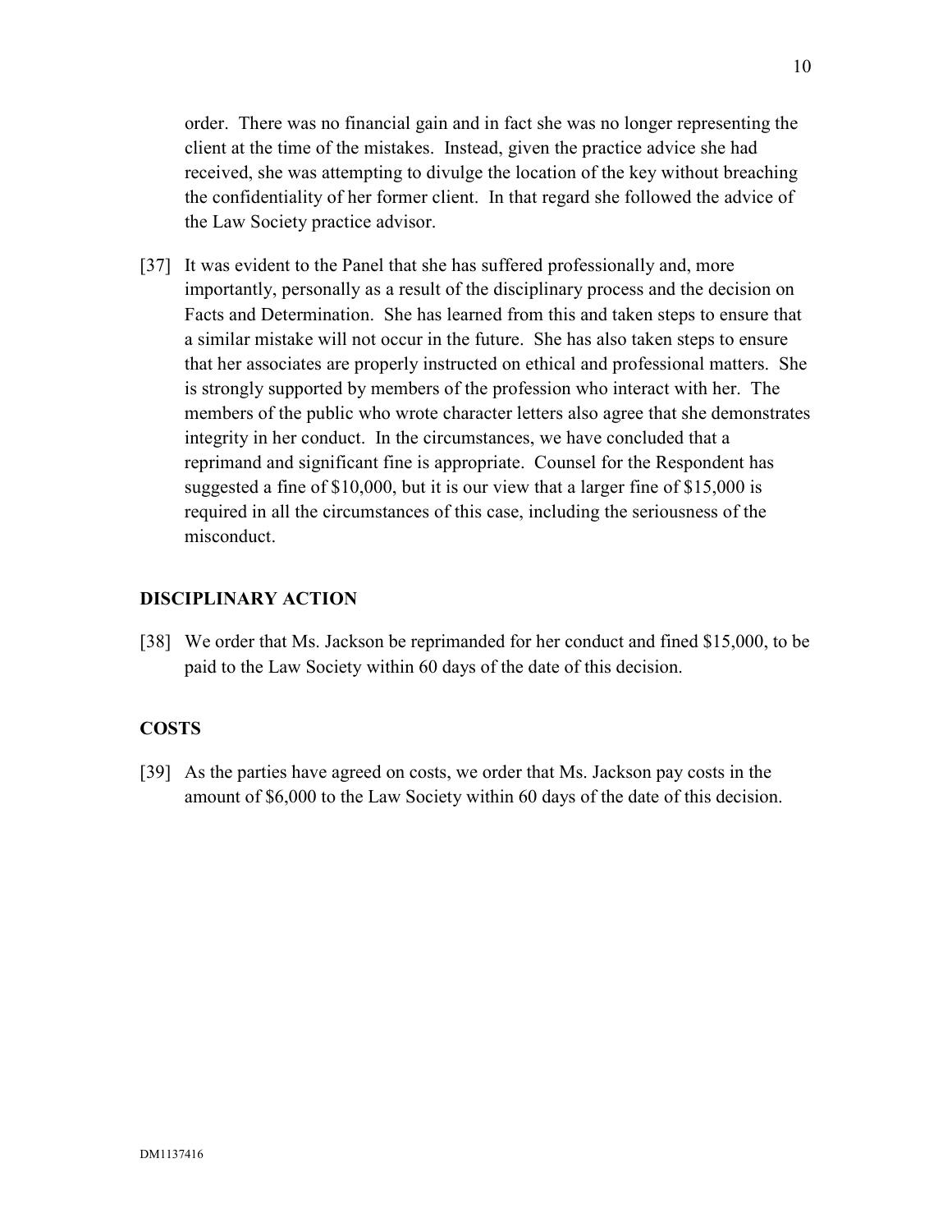order. There was no financial gain and in fact she was no longer representing the client at the time of the mistakes. Instead, given the practice advice she had received, she was attempting to divulge the location of the key without breaching the confidentiality of her former client. In that regard she followed the advice of the Law Society practice advisor.

[37] It was evident to the Panel that she has suffered professionally and, more importantly, personally as a result of the disciplinary process and the decision on Facts and Determination. She has learned from this and taken steps to ensure that a similar mistake will not occur in the future. She has also taken steps to ensure that her associates are properly instructed on ethical and professional matters. She is strongly supported by members of the profession who interact with her. The members of the public who wrote character letters also agree that she demonstrates integrity in her conduct. In the circumstances, we have concluded that a reprimand and significant fine is appropriate. Counsel for the Respondent has suggested a fine of $10,000, but it is our view that a larger fine of $15,000 is required in all the circumstances of this case, including the seriousness of the misconduct.

## DISCIPLINARY ACTION

[38] We order that Ms. Jackson be reprimanded for her conduct and fined $15,000, to be paid to the Law Society within 60 days of the date of this decision.

## COSTS

[39] As the parties have agreed on costs, we order that Ms. Jackson pay costs in the amount of $6,000 to the Law Society within 60 days of the date of this decision.